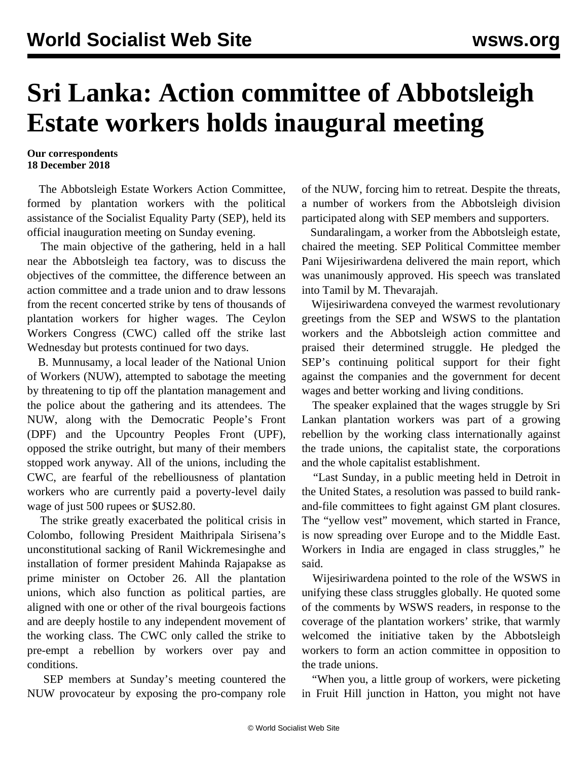# Sri Lanka: Action committee of Abbotsleigh Estate workers holds inaugural meeting

**Our correspondents**
**18 December 2018**

The Abbotsleigh Estate Workers Action Committee, formed by plantation workers with the political assistance of the Socialist Equality Party (SEP), held its official inauguration meeting on Sunday evening.

The main objective of the gathering, held in a hall near the Abbotsleigh tea factory, was to discuss the objectives of the committee, the difference between an action committee and a trade union and to draw lessons from the recent concerted strike by tens of thousands of plantation workers for higher wages. The Ceylon Workers Congress (CWC) called off the strike last Wednesday but protests continued for two days.

B. Munnusamy, a local leader of the National Union of Workers (NUW), attempted to sabotage the meeting by threatening to tip off the plantation management and the police about the gathering and its attendees. The NUW, along with the Democratic People's Front (DPF) and the Upcountry Peoples Front (UPF), opposed the strike outright, but many of their members stopped work anyway. All of the unions, including the CWC, are fearful of the rebelliousness of plantation workers who are currently paid a poverty-level daily wage of just 500 rupees or $US2.80.

The strike greatly exacerbated the political crisis in Colombo, following President Maithripala Sirisena's unconstitutional sacking of Ranil Wickremesinghe and installation of former president Mahinda Rajapakse as prime minister on October 26. All the plantation unions, which also function as political parties, are aligned with one or other of the rival bourgeois factions and are deeply hostile to any independent movement of the working class. The CWC only called the strike to pre-empt a rebellion by workers over pay and conditions.

SEP members at Sunday's meeting countered the NUW provocateur by exposing the pro-company role of the NUW, forcing him to retreat. Despite the threats, a number of workers from the Abbotsleigh division participated along with SEP members and supporters.

Sundaralingam, a worker from the Abbotsleigh estate, chaired the meeting. SEP Political Committee member Pani Wijesiriwardena delivered the main report, which was unanimously approved. His speech was translated into Tamil by M. Thevarajah.

Wijesiriwardena conveyed the warmest revolutionary greetings from the SEP and WSWS to the plantation workers and the Abbotsleigh action committee and praised their determined struggle. He pledged the SEP's continuing political support for their fight against the companies and the government for decent wages and better working and living conditions.

The speaker explained that the wages struggle by Sri Lankan plantation workers was part of a growing rebellion by the working class internationally against the trade unions, the capitalist state, the corporations and the whole capitalist establishment.

"Last Sunday, in a public meeting held in Detroit in the United States, a resolution was passed to build rank-and-file committees to fight against GM plant closures. The "yellow vest" movement, which started in France, is now spreading over Europe and to the Middle East. Workers in India are engaged in class struggles," he said.

Wijesiriwardena pointed to the role of the WSWS in unifying these class struggles globally. He quoted some of the comments by WSWS readers, in response to the coverage of the plantation workers' strike, that warmly welcomed the initiative taken by the Abbotsleigh workers to form an action committee in opposition to the trade unions.

"When you, a little group of workers, were picketing in Fruit Hill junction in Hatton, you might not have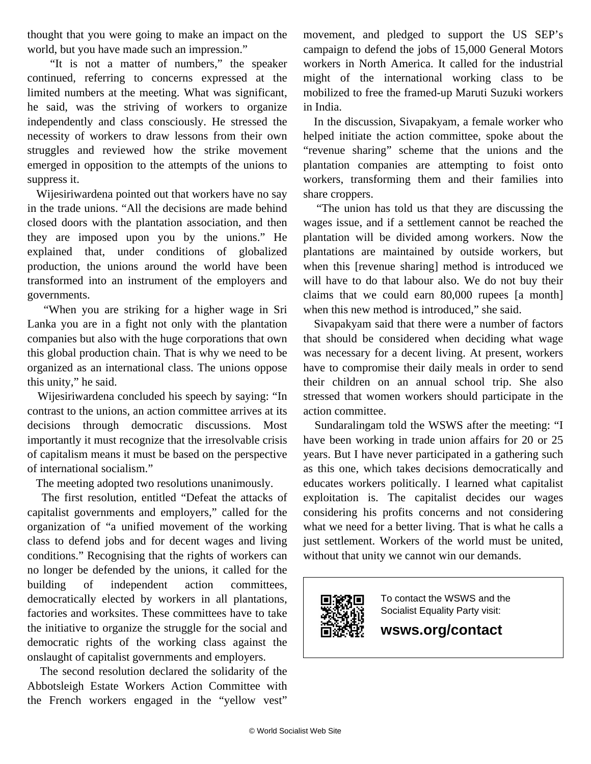thought that you were going to make an impact on the world, but you have made such an impression."

"It is not a matter of numbers," the speaker continued, referring to concerns expressed at the limited numbers at the meeting. What was significant, he said, was the striving of workers to organize independently and class consciously. He stressed the necessity of workers to draw lessons from their own struggles and reviewed how the strike movement emerged in opposition to the attempts of the unions to suppress it.

Wijesiriwardena pointed out that workers have no say in the trade unions. "All the decisions are made behind closed doors with the plantation association, and then they are imposed upon you by the unions." He explained that, under conditions of globalized production, the unions around the world have been transformed into an instrument of the employers and governments.

"When you are striking for a higher wage in Sri Lanka you are in a fight not only with the plantation companies but also with the huge corporations that own this global production chain. That is why we need to be organized as an international class. The unions oppose this unity," he said.

Wijesiriwardena concluded his speech by saying: "In contrast to the unions, an action committee arrives at its decisions through democratic discussions. Most importantly it must recognize that the irresolvable crisis of capitalism means it must be based on the perspective of international socialism."

The meeting adopted two resolutions unanimously.

The first resolution, entitled "Defeat the attacks of capitalist governments and employers," called for the organization of "a unified movement of the working class to defend jobs and for decent wages and living conditions." Recognising that the rights of workers can no longer be defended by the unions, it called for the building of independent action committees, democratically elected by workers in all plantations, factories and worksites. These committees have to take the initiative to organize the struggle for the social and democratic rights of the working class against the onslaught of capitalist governments and employers.

The second resolution declared the solidarity of the Abbotsleigh Estate Workers Action Committee with the French workers engaged in the "yellow vest" movement, and pledged to support the US SEP's campaign to defend the jobs of 15,000 General Motors workers in North America. It called for the industrial might of the international working class to be mobilized to free the framed-up Maruti Suzuki workers in India.

In the discussion, Sivapakyam, a female worker who helped initiate the action committee, spoke about the "revenue sharing" scheme that the unions and the plantation companies are attempting to foist onto workers, transforming them and their families into share croppers.

"The union has told us that they are discussing the wages issue, and if a settlement cannot be reached the plantation will be divided among workers. Now the plantations are maintained by outside workers, but when this [revenue sharing] method is introduced we will have to do that labour also. We do not buy their claims that we could earn 80,000 rupees [a month] when this new method is introduced," she said.

Sivapakyam said that there were a number of factors that should be considered when deciding what wage was necessary for a decent living. At present, workers have to compromise their daily meals in order to send their children on an annual school trip. She also stressed that women workers should participate in the action committee.

Sundaralingam told the WSWS after the meeting: "I have been working in trade union affairs for 20 or 25 years. But I have never participated in a gathering such as this one, which takes decisions democratically and educates workers politically. I learned what capitalist exploitation is. The capitalist decides our wages considering his profits concerns and not considering what we need for a better living. That is what he calls a just settlement. Workers of the world must be united, without that unity we cannot win our demands.

To contact the WSWS and the Socialist Equality Party visit:

**wsws.org/contact**